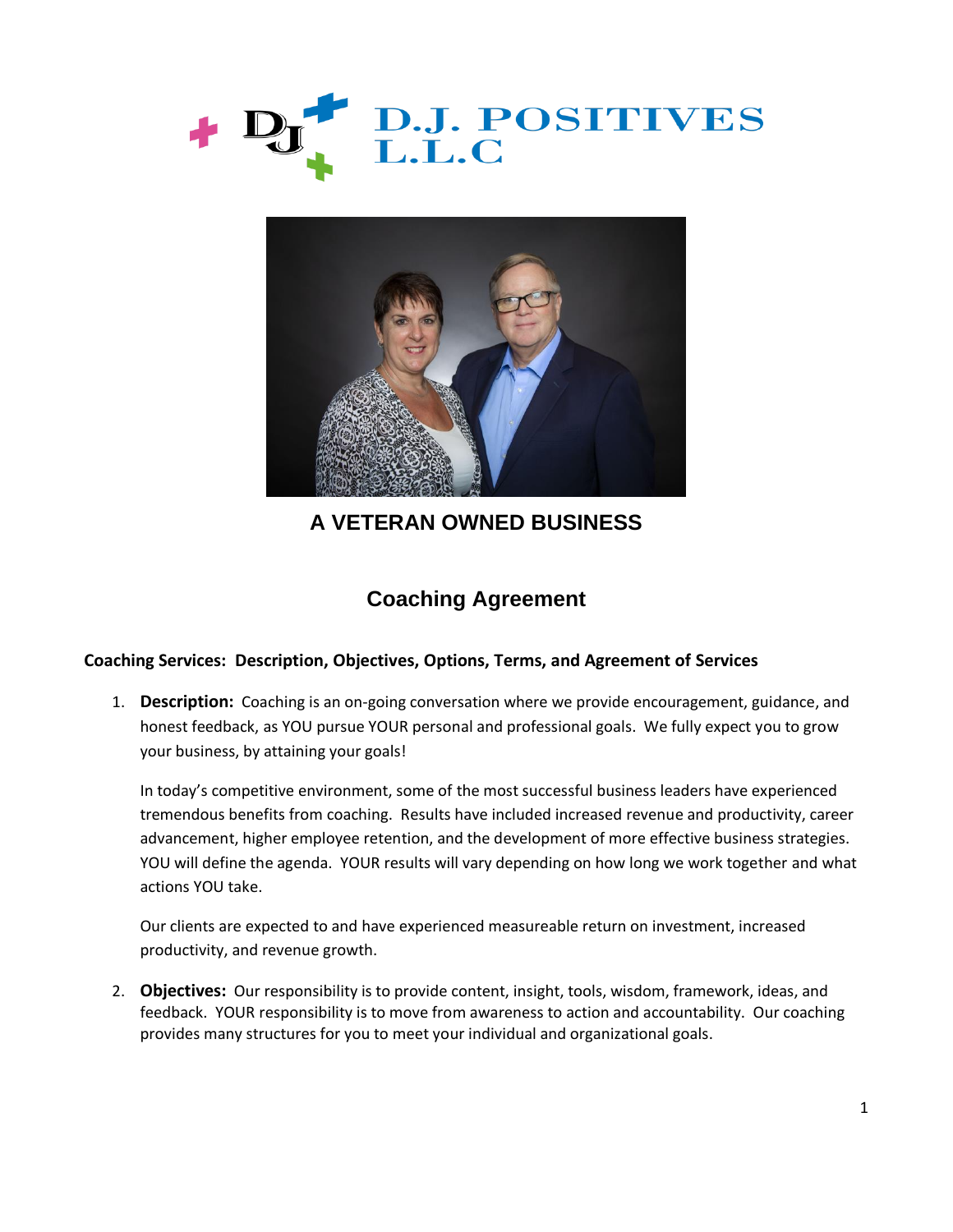D.J. POSITIVES L.L.C

**A VETERAN OWNED BUSINESS**

# Coaching Agreement

**Coaching Services: Description, Objectives, Options, Terms, and Agreement of Services**

1. **Description:** Coaching is an on-going conversation where we provide encouragement, guidance, and honest feedback, as YOU pursue YOUR personal and professional goals. We fully expect you to grow your business, by attaining your goals!

   In today's competitive environment, some of the most successful business leaders have experienced tremendous benefits from coaching. Results have included increased revenue and productivity, career advancement, higher employee retention, and the development of more effective business strategies. YOU will define the agenda. YOUR results will vary depending on how long we work together and what actions YOU take.

   Our clients are expected to and have experienced measureable return on investment, increased productivity, and revenue growth.

2. **Objectives:** Our responsibility is to provide content, insight, tools, wisdom, framework, ideas, and feedback. YOUR responsibility is to move from awareness to action and accountability. Our coaching provides many structures for you to meet your individual and organizational goals.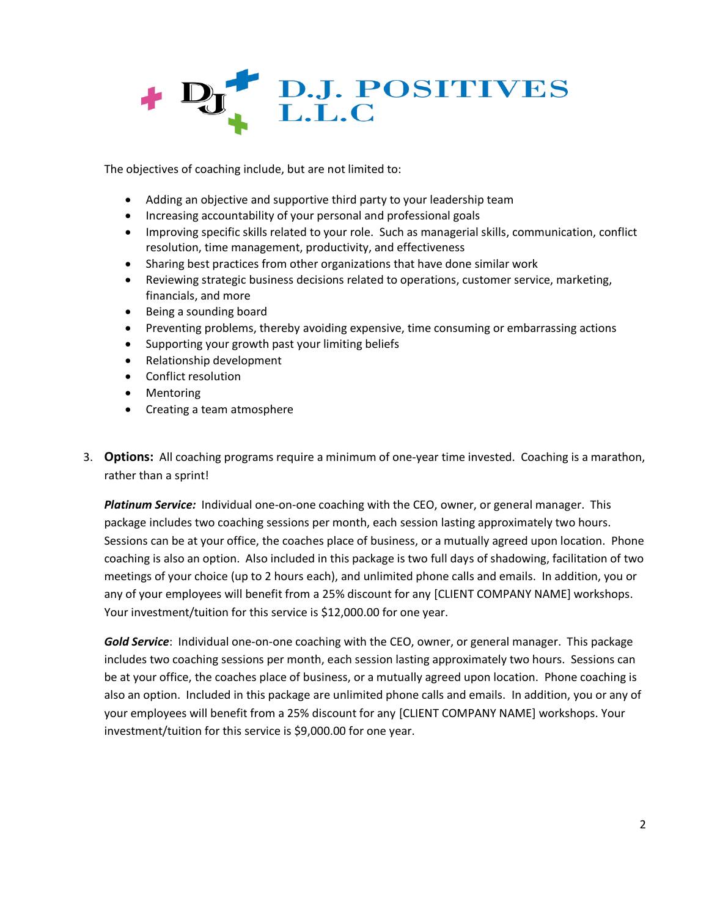The objectives of coaching include, but are not limited to:

- Adding an objective and supportive third party to your leadership team
- Increasing accountability of your personal and professional goals
- Improving specific skills related to your role. Such as managerial skills, communication, conflict resolution, time management, productivity, and effectiveness
- Sharing best practices from other organizations that have done similar work
- Reviewing strategic business decisions related to operations, customer service, marketing, financials, and more
- Being a sounding board
- Preventing problems, thereby avoiding expensive, time consuming or embarrassing actions
- Supporting your growth past your limiting beliefs
- Relationship development
- Conflict resolution
- Mentoring
- Creating a team atmosphere

3. **Options:** All coaching programs require a minimum of one-year time invested. Coaching is a marathon, rather than a sprint!

   ***Platinum Service:*** Individual one-on-one coaching with the CEO, owner, or general manager. This package includes two coaching sessions per month, each session lasting approximately two hours. Sessions can be at your office, the coaches place of business, or a mutually agreed upon location. Phone coaching is also an option. Also included in this package is two full days of shadowing, facilitation of two meetings of your choice (up to 2 hours each), and unlimited phone calls and emails. In addition, you or any of your employees will benefit from a 25% discount for any [CLIENT COMPANY NAME] workshops. Your investment/tuition for this service is $12,000.00 for one year.

   ***Gold Service***: Individual one-on-one coaching with the CEO, owner, or general manager. This package includes two coaching sessions per month, each session lasting approximately two hours. Sessions can be at your office, the coaches place of business, or a mutually agreed upon location. Phone coaching is also an option. Included in this package are unlimited phone calls and emails. In addition, you or any of your employees will benefit from a 25% discount for any [CLIENT COMPANY NAME] workshops. Your investment/tuition for this service is $9,000.00 for one year.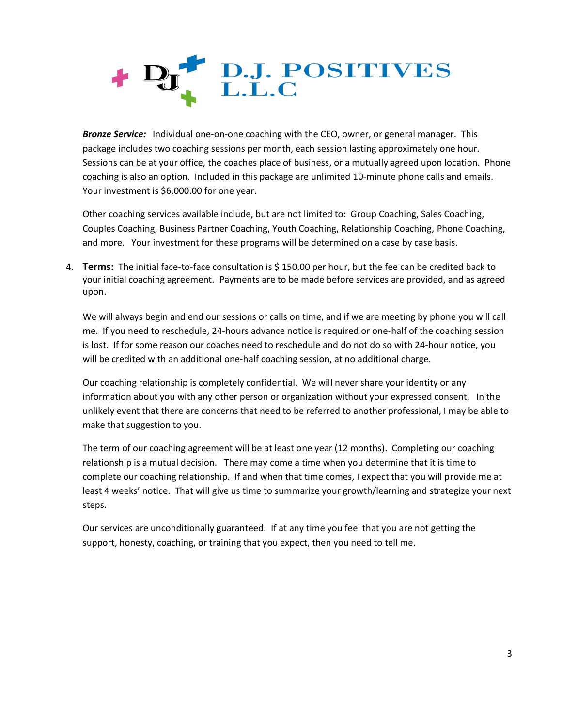***Bronze Service:*** Individual one-on-one coaching with the CEO, owner, or general manager. This package includes two coaching sessions per month, each session lasting approximately one hour. Sessions can be at your office, the coaches place of business, or a mutually agreed upon location. Phone coaching is also an option. Included in this package are unlimited 10-minute phone calls and emails. Your investment is $6,000.00 for one year.

Other coaching services available include, but are not limited to: Group Coaching, Sales Coaching, Couples Coaching, Business Partner Coaching, Youth Coaching, Relationship Coaching, Phone Coaching, and more. Your investment for these programs will be determined on a case by case basis.

4. **Terms:** The initial face-to-face consultation is $ 150.00 per hour, but the fee can be credited back to your initial coaching agreement. Payments are to be made before services are provided, and as agreed upon.

   We will always begin and end our sessions or calls on time, and if we are meeting by phone you will call me. If you need to reschedule, 24-hours advance notice is required or one-half of the coaching session is lost. If for some reason our coaches need to reschedule and do not do so with 24-hour notice, you will be credited with an additional one-half coaching session, at no additional charge.

   Our coaching relationship is completely confidential. We will never share your identity or any information about you with any other person or organization without your expressed consent. In the unlikely event that there are concerns that need to be referred to another professional, I may be able to make that suggestion to you.

   The term of our coaching agreement will be at least one year (12 months). Completing our coaching relationship is a mutual decision. There may come a time when you determine that it is time to complete our coaching relationship. If and when that time comes, I expect that you will provide me at least 4 weeks' notice. That will give us time to summarize your growth/learning and strategize your next steps.

   Our services are unconditionally guaranteed. If at any time you feel that you are not getting the support, honesty, coaching, or training that you expect, then you need to tell me.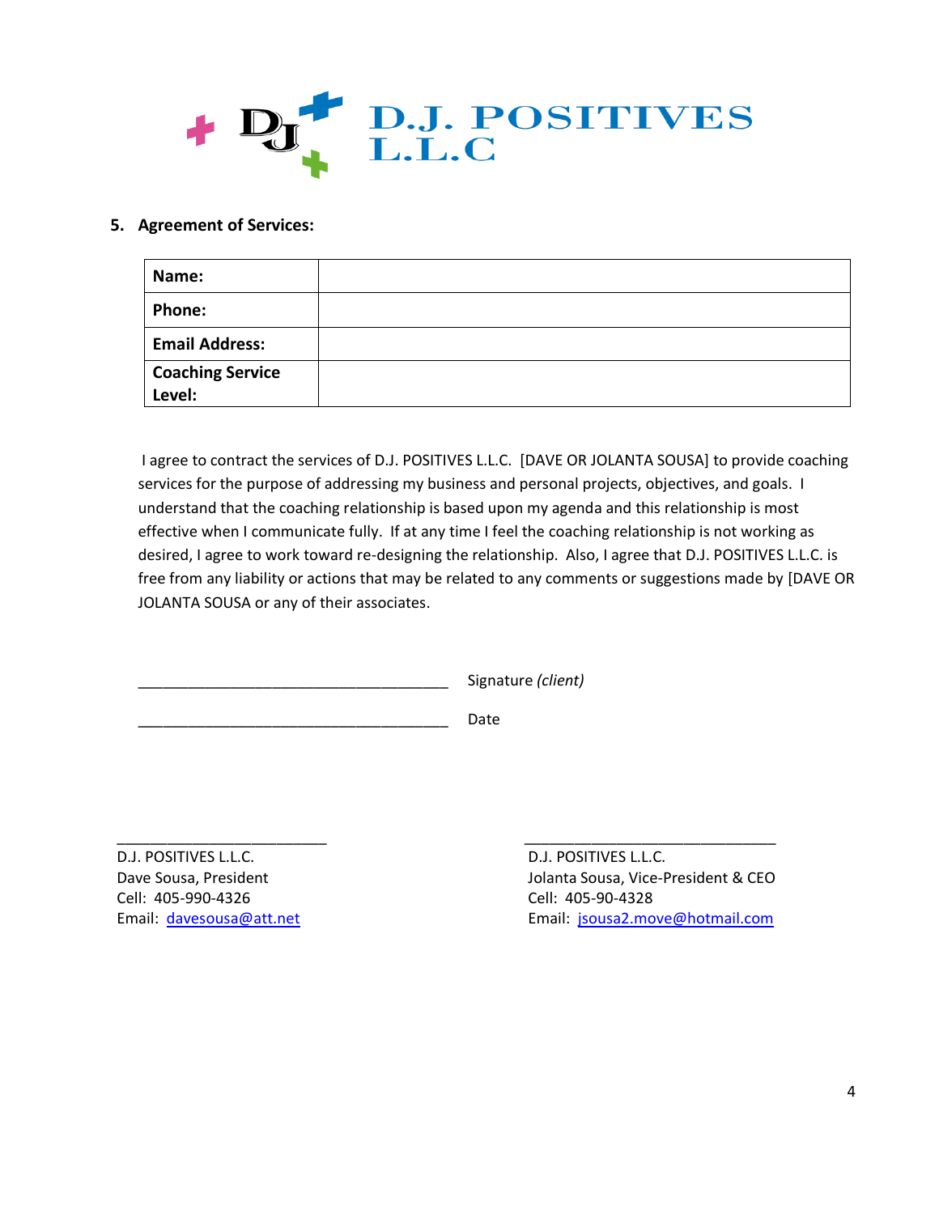D.J. POSITIVES L.L.C

### 5. Agreement of Services:

| | |
|---|---|
| **Name:** | |
| **Phone:** | |
| **Email Address:** | |
| **Coaching Service Level:** | |

I agree to contract the services of D.J. POSITIVES L.L.C. [DAVE OR JOLANTA SOUSA] to provide coaching services for the purpose of addressing my business and personal projects, objectives, and goals. I understand that the coaching relationship is based upon my agenda and this relationship is most effective when I communicate fully. If at any time I feel the coaching relationship is not working as desired, I agree to work toward re-designing the relationship. Also, I agree that D.J. POSITIVES L.L.C. is free from any liability or actions that may be related to any comments or suggestions made by [DAVE OR JOLANTA SOUSA or any of their associates.

_____________________________________ Signature *(client)*

_____________________________________ Date

_________________________
D.J. POSITIVES L.L.C.
Dave Sousa, President
Cell: 405-990-4326
Email: davesousa@att.net

______________________________
D.J. POSITIVES L.L.C.
Jolanta Sousa, Vice-President & CEO
Cell: 405-90-4328
Email: jsousa2.move@hotmail.com